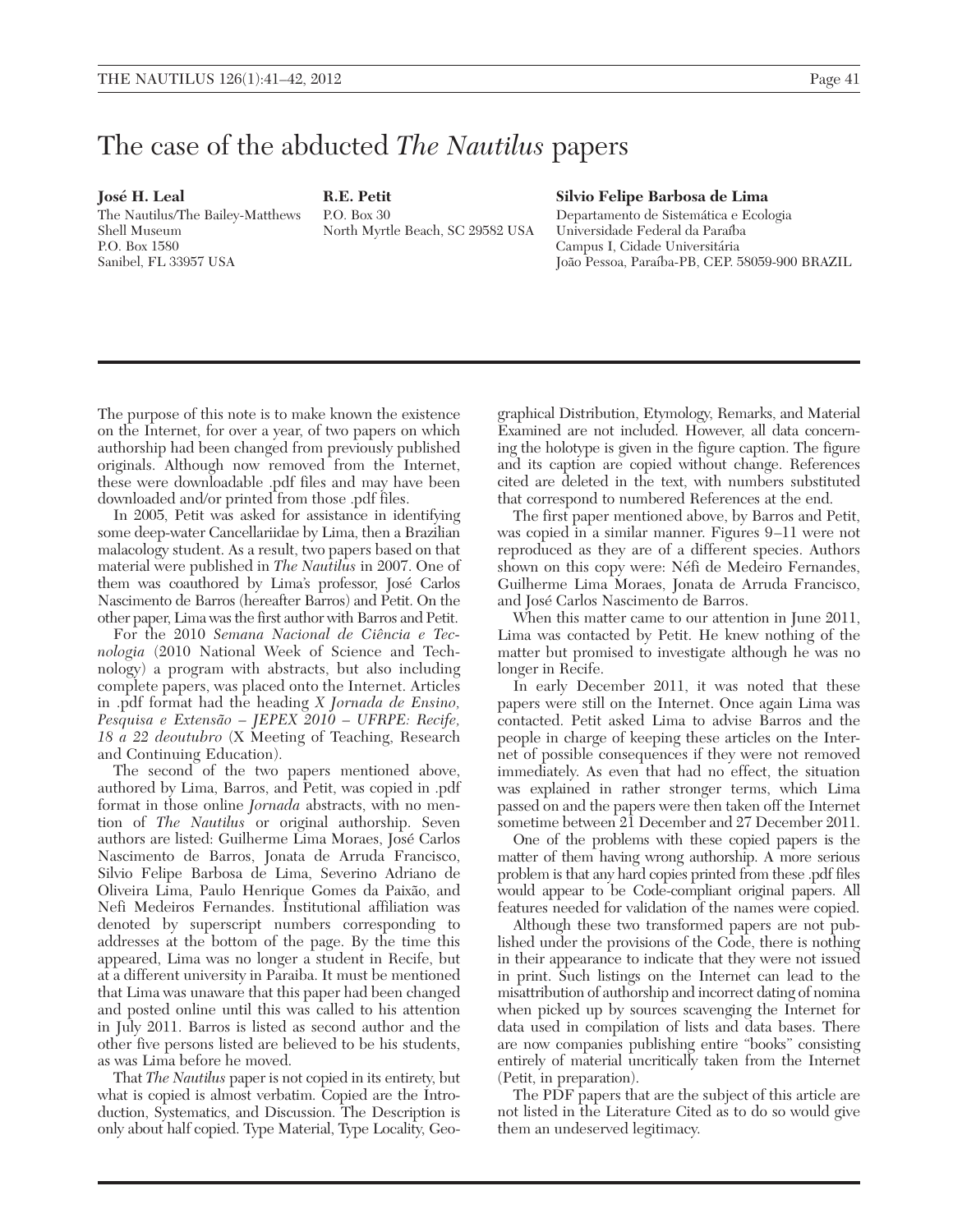# The case of the abducted *The Nautilus* papers

**José H. Leal**
The Nautilus/The Bailey-Matthews Shell Museum
P.O. Box 1580
Sanibel, FL 33957 USA

**R.E. Petit**
P.O. Box 30
North Myrtle Beach, SC 29582 USA

**Silvio Felipe Barbosa de Lima**
Departamento de Sistemática e Ecologia
Universidade Federal da Paraíba
Campus I, Cidade Universitária
João Pessoa, Paraíba-PB, CEP. 58059-900 BRAZIL

The purpose of this note is to make known the existence on the Internet, for over a year, of two papers on which authorship had been changed from previously published originals. Although now removed from the Internet, these were downloadable .pdf files and may have been downloaded and/or printed from those .pdf files.

In 2005, Petit was asked for assistance in identifying some deep-water Cancellariidae by Lima, then a Brazilian malacology student. As a result, two papers based on that material were published in *The Nautilus* in 2007. One of them was coauthored by Lima's professor, José Carlos Nascimento de Barros (hereafter Barros) and Petit. On the other paper, Lima was the first author with Barros and Petit.

For the 2010 *Semana Nacional de Ciência e Tecnologia* (2010 National Week of Science and Technology) a program with abstracts, but also including complete papers, was placed onto the Internet. Articles in .pdf format had the heading *X Jornada de Ensino, Pesquisa e Extensão – JEPEX 2010 – UFRPE: Recife, 18 a 22 deoutubro* (X Meeting of Teaching, Research and Continuing Education).

The second of the two papers mentioned above, authored by Lima, Barros, and Petit, was copied in .pdf format in those online *Jornada* abstracts, with no mention of *The Nautilus* or original authorship. Seven authors are listed: Guilherme Lima Moraes, José Carlos Nascimento de Barros, Jonata de Arruda Francisco, Silvio Felipe Barbosa de Lima, Severino Adriano de Oliveira Lima, Paulo Henrique Gomes da Paixão, and Nefi Medeiros Fernandes. Institutional affiliation was denoted by superscript numbers corresponding to addresses at the bottom of the page. By the time this appeared, Lima was no longer a student in Recife, but at a different university in Paraiba. It must be mentioned that Lima was unaware that this paper had been changed and posted online until this was called to his attention in July 2011. Barros is listed as second author and the other five persons listed are believed to be his students, as was Lima before he moved.

That *The Nautilus* paper is not copied in its entirety, but what is copied is almost verbatim. Copied are the Introduction, Systematics, and Discussion. The Description is only about half copied. Type Material, Type Locality, Geographical Distribution, Etymology, Remarks, and Material Examined are not included. However, all data concerning the holotype is given in the figure caption. The figure and its caption are copied without change. References cited are deleted in the text, with numbers substituted that correspond to numbered References at the end.

The first paper mentioned above, by Barros and Petit, was copied in a similar manner. Figures 9–11 were not reproduced as they are of a different species. Authors shown on this copy were: Néfi de Medeiro Fernandes, Guilherme Lima Moraes, Jonata de Arruda Francisco, and José Carlos Nascimento de Barros.

When this matter came to our attention in June 2011, Lima was contacted by Petit. He knew nothing of the matter but promised to investigate although he was no longer in Recife.

In early December 2011, it was noted that these papers were still on the Internet. Once again Lima was contacted. Petit asked Lima to advise Barros and the people in charge of keeping these articles on the Internet of possible consequences if they were not removed immediately. As even that had no effect, the situation was explained in rather stronger terms, which Lima passed on and the papers were then taken off the Internet sometime between 21 December and 27 December 2011.

One of the problems with these copied papers is the matter of them having wrong authorship. A more serious problem is that any hard copies printed from these .pdf files would appear to be Code-compliant original papers. All features needed for validation of the names were copied.

Although these two transformed papers are not published under the provisions of the Code, there is nothing in their appearance to indicate that they were not issued in print. Such listings on the Internet can lead to the misattribution of authorship and incorrect dating of nomina when picked up by sources scavenging the Internet for data used in compilation of lists and data bases. There are now companies publishing entire "books" consisting entirely of material uncritically taken from the Internet (Petit, in preparation).

The PDF papers that are the subject of this article are not listed in the Literature Cited as to do so would give them an undeserved legitimacy.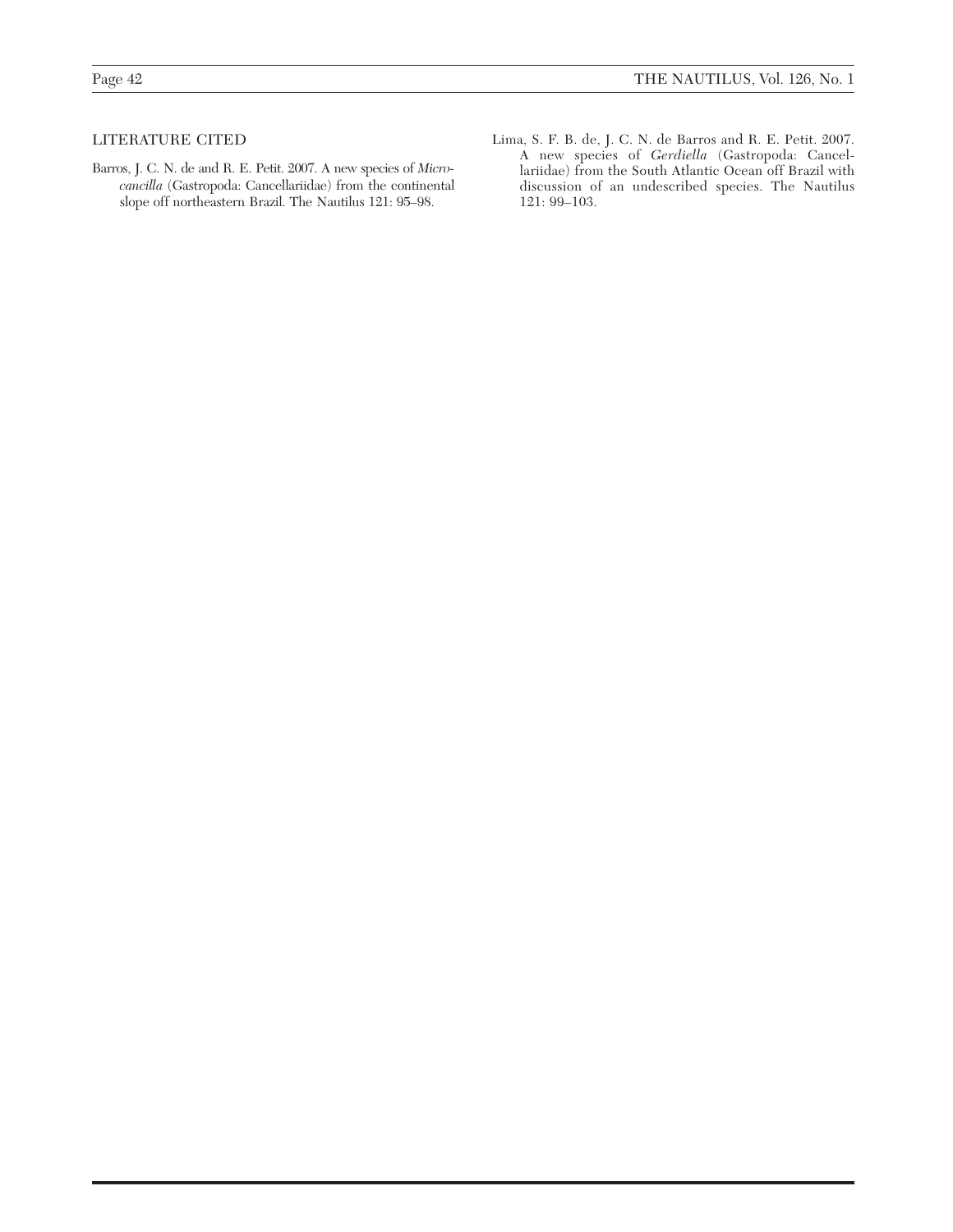## LITERATURE CITED

Barros, J. C. N. de and R. E. Petit. 2007. A new species of *Microcancilla* (Gastropoda: Cancellariidae) from the continental slope off northeastern Brazil. The Nautilus 121: 95–98.

Lima, S. F. B. de, J. C. N. de Barros and R. E. Petit. 2007. A new species of *Gerdiella* (Gastropoda: Cancellariidae) from the South Atlantic Ocean off Brazil with discussion of an undescribed species. The Nautilus 121: 99–103.